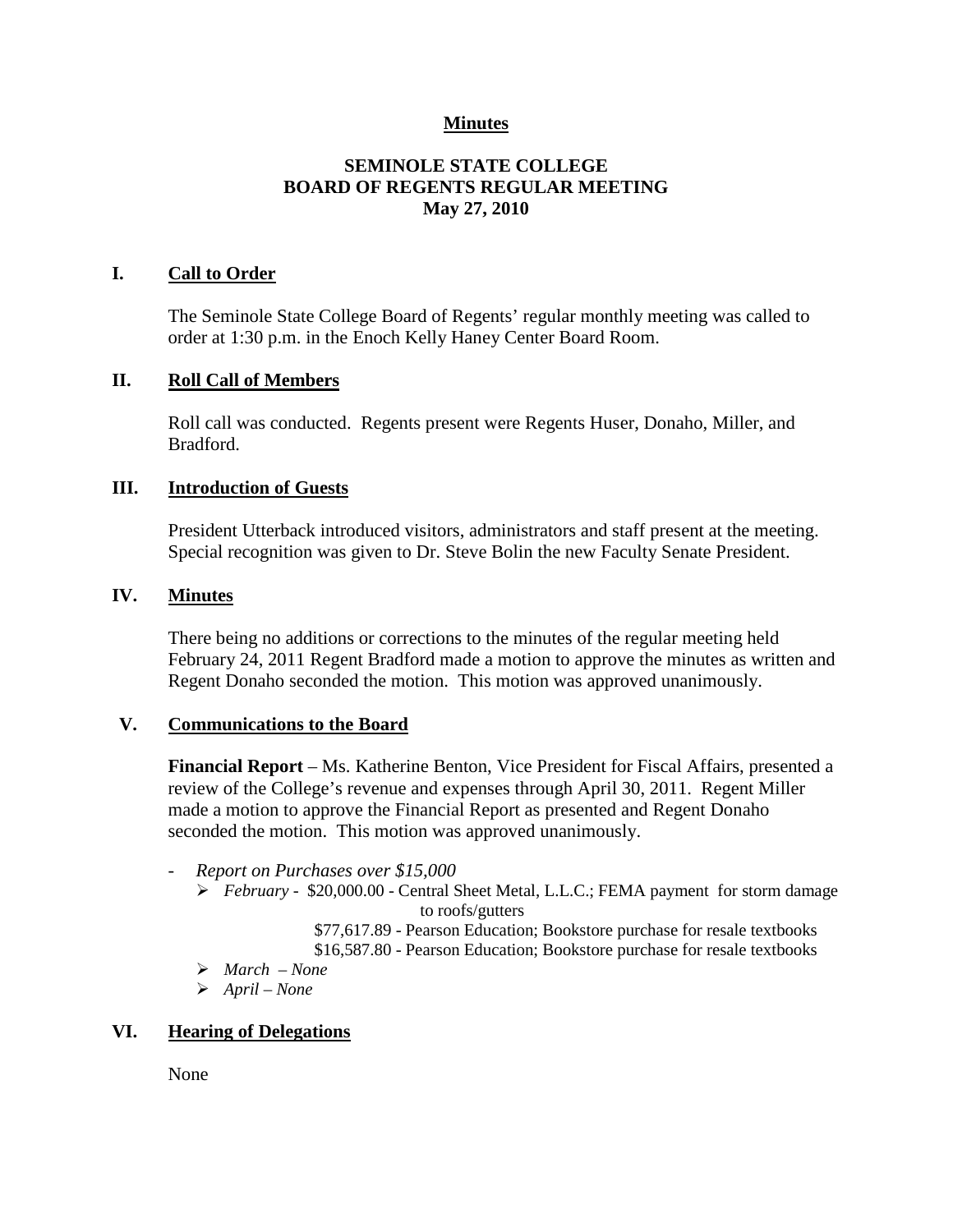**Minutes**

**SEMINOLE STATE COLLEGE**
**BOARD OF REGENTS REGULAR MEETING**
**May 27, 2010**

## I. Call to Order

The Seminole State College Board of Regents' regular monthly meeting was called to order at 1:30 p.m. in the Enoch Kelly Haney Center Board Room.

## II. Roll Call of Members

Roll call was conducted. Regents present were Regents Huser, Donaho, Miller, and Bradford.

## III. Introduction of Guests

President Utterback introduced visitors, administrators and staff present at the meeting. Special recognition was given to Dr. Steve Bolin the new Faculty Senate President.

## IV. Minutes

There being no additions or corrections to the minutes of the regular meeting held February 24, 2011 Regent Bradford made a motion to approve the minutes as written and Regent Donaho seconded the motion. This motion was approved unanimously.

## V. Communications to the Board

**Financial Report** – Ms. Katherine Benton, Vice President for Fiscal Affairs, presented a review of the College's revenue and expenses through April 30, 2011. Regent Miller made a motion to approve the Financial Report as presented and Regent Donaho seconded the motion. This motion was approved unanimously.

- *Report on Purchases over $15,000*
  - *February* - $20,000.00 - Central Sheet Metal, L.L.C.; FEMA payment for storm damage to roofs/gutters
    $77,617.89 - Pearson Education; Bookstore purchase for resale textbooks
    $16,587.80 - Pearson Education; Bookstore purchase for resale textbooks
  - *March – None*
  - *April – None*

## VI. Hearing of Delegations

None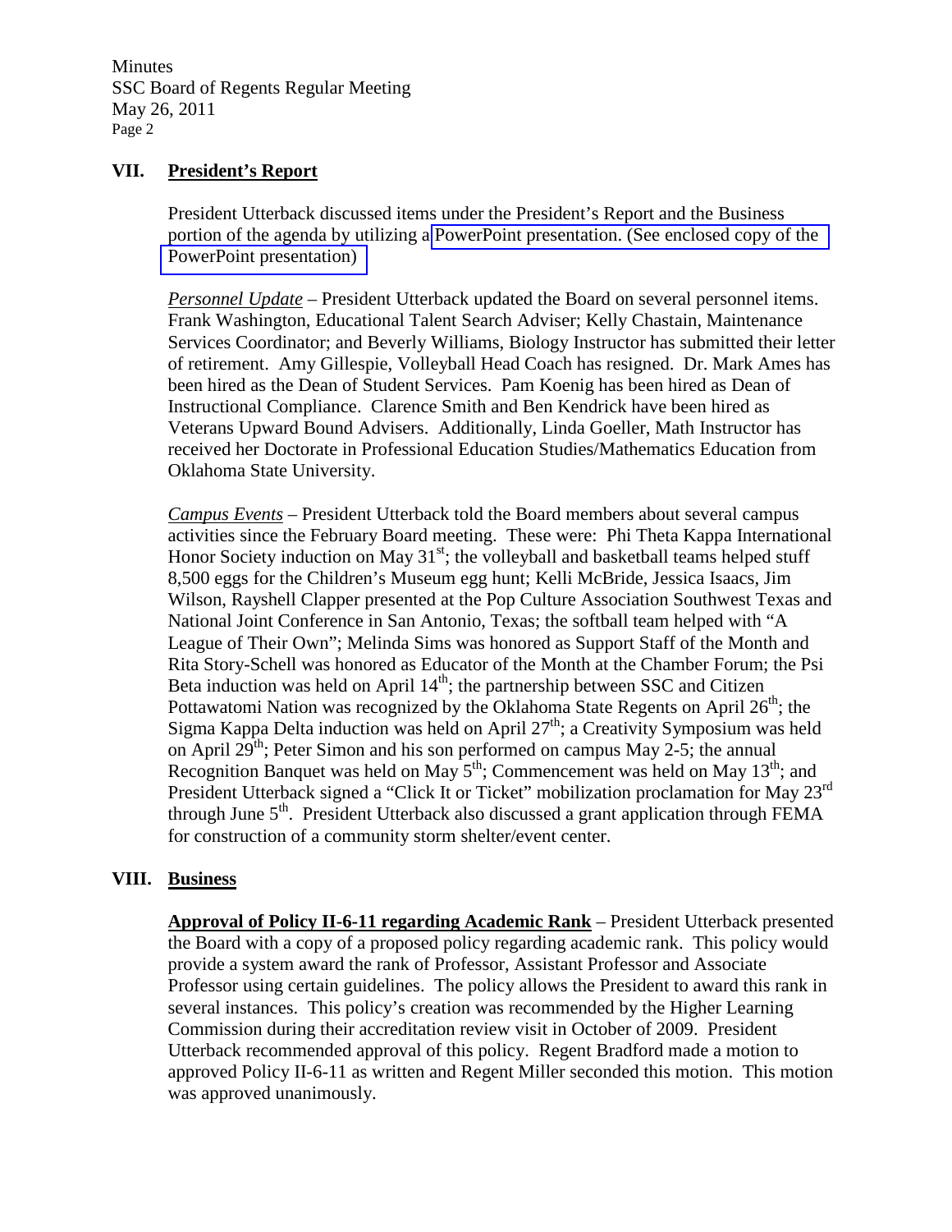## VII. President's Report

President Utterback discussed items under the President's Report and the Business portion of the agenda by utilizing a PowerPoint presentation. (See enclosed copy of the PowerPoint presentation)

*Personnel Update* – President Utterback updated the Board on several personnel items. Frank Washington, Educational Talent Search Adviser; Kelly Chastain, Maintenance Services Coordinator; and Beverly Williams, Biology Instructor has submitted their letter of retirement. Amy Gillespie, Volleyball Head Coach has resigned. Dr. Mark Ames has been hired as the Dean of Student Services. Pam Koenig has been hired as Dean of Instructional Compliance. Clarence Smith and Ben Kendrick have been hired as Veterans Upward Bound Advisers. Additionally, Linda Goeller, Math Instructor has received her Doctorate in Professional Education Studies/Mathematics Education from Oklahoma State University.

*Campus Events* – President Utterback told the Board members about several campus activities since the February Board meeting. These were: Phi Theta Kappa International Honor Society induction on May 31st; the volleyball and basketball teams helped stuff 8,500 eggs for the Children's Museum egg hunt; Kelli McBride, Jessica Isaacs, Jim Wilson, Rayshell Clapper presented at the Pop Culture Association Southwest Texas and National Joint Conference in San Antonio, Texas; the softball team helped with "A League of Their Own"; Melinda Sims was honored as Support Staff of the Month and Rita Story-Schell was honored as Educator of the Month at the Chamber Forum; the Psi Beta induction was held on April 14th; the partnership between SSC and Citizen Pottawatomi Nation was recognized by the Oklahoma State Regents on April 26th; the Sigma Kappa Delta induction was held on April 27th; a Creativity Symposium was held on April 29th; Peter Simon and his son performed on campus May 2-5; the annual Recognition Banquet was held on May 5th; Commencement was held on May 13th; and President Utterback signed a "Click It or Ticket" mobilization proclamation for May 23rd through June 5th. President Utterback also discussed a grant application through FEMA for construction of a community storm shelter/event center.

## VIII. Business

**Approval of Policy II-6-11 regarding Academic Rank** – President Utterback presented the Board with a copy of a proposed policy regarding academic rank. This policy would provide a system award the rank of Professor, Assistant Professor and Associate Professor using certain guidelines. The policy allows the President to award this rank in several instances. This policy's creation was recommended by the Higher Learning Commission during their accreditation review visit in October of 2009. President Utterback recommended approval of this policy. Regent Bradford made a motion to approved Policy II-6-11 as written and Regent Miller seconded this motion. This motion was approved unanimously.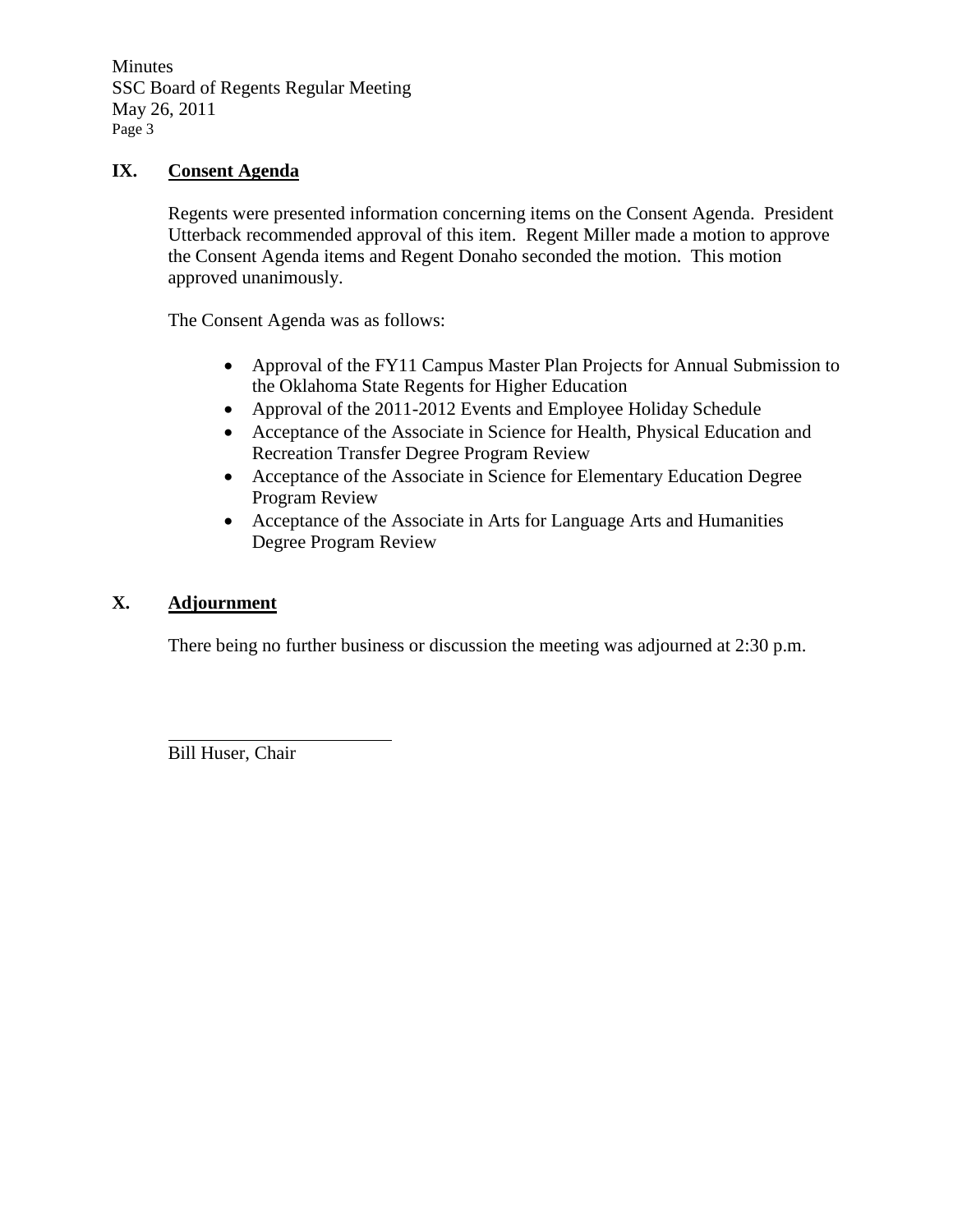## IX. Consent Agenda

Regents were presented information concerning items on the Consent Agenda. President Utterback recommended approval of this item. Regent Miller made a motion to approve the Consent Agenda items and Regent Donaho seconded the motion. This motion approved unanimously.

The Consent Agenda was as follows:

- Approval of the FY11 Campus Master Plan Projects for Annual Submission to the Oklahoma State Regents for Higher Education
- Approval of the 2011-2012 Events and Employee Holiday Schedule
- Acceptance of the Associate in Science for Health, Physical Education and Recreation Transfer Degree Program Review
- Acceptance of the Associate in Science for Elementary Education Degree Program Review
- Acceptance of the Associate in Arts for Language Arts and Humanities Degree Program Review

## X. Adjournment

There being no further business or discussion the meeting was adjourned at 2:30 p.m.

Bill Huser, Chair